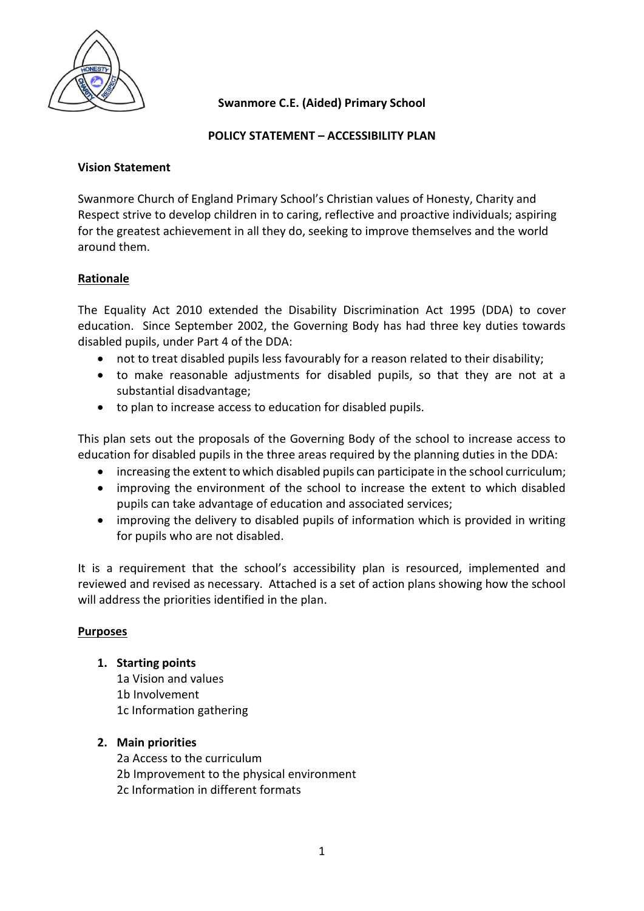**Swanmore C.E. (Aided) Primary School**

**POLICY STATEMENT – ACCESSIBILITY PLAN**

**Vision Statement**

Swanmore Church of England Primary School's Christian values of Honesty, Charity and Respect strive to develop children in to caring, reflective and proactive individuals; aspiring for the greatest achievement in all they do, seeking to improve themselves and the world around them.

## Rationale

The Equality Act 2010 extended the Disability Discrimination Act 1995 (DDA) to cover education. Since September 2002, the Governing Body has had three key duties towards disabled pupils, under Part 4 of the DDA:

- not to treat disabled pupils less favourably for a reason related to their disability;
- to make reasonable adjustments for disabled pupils, so that they are not at a substantial disadvantage;
- to plan to increase access to education for disabled pupils.

This plan sets out the proposals of the Governing Body of the school to increase access to education for disabled pupils in the three areas required by the planning duties in the DDA:

- increasing the extent to which disabled pupils can participate in the school curriculum;
- improving the environment of the school to increase the extent to which disabled pupils can take advantage of education and associated services;
- improving the delivery to disabled pupils of information which is provided in writing for pupils who are not disabled.

It is a requirement that the school's accessibility plan is resourced, implemented and reviewed and revised as necessary. Attached is a set of action plans showing how the school will address the priorities identified in the plan.

## Purposes

1. **Starting points**
   1a Vision and values
   1b Involvement
   1c Information gathering

2. **Main priorities**
   2a Access to the curriculum
   2b Improvement to the physical environment
   2c Information in different formats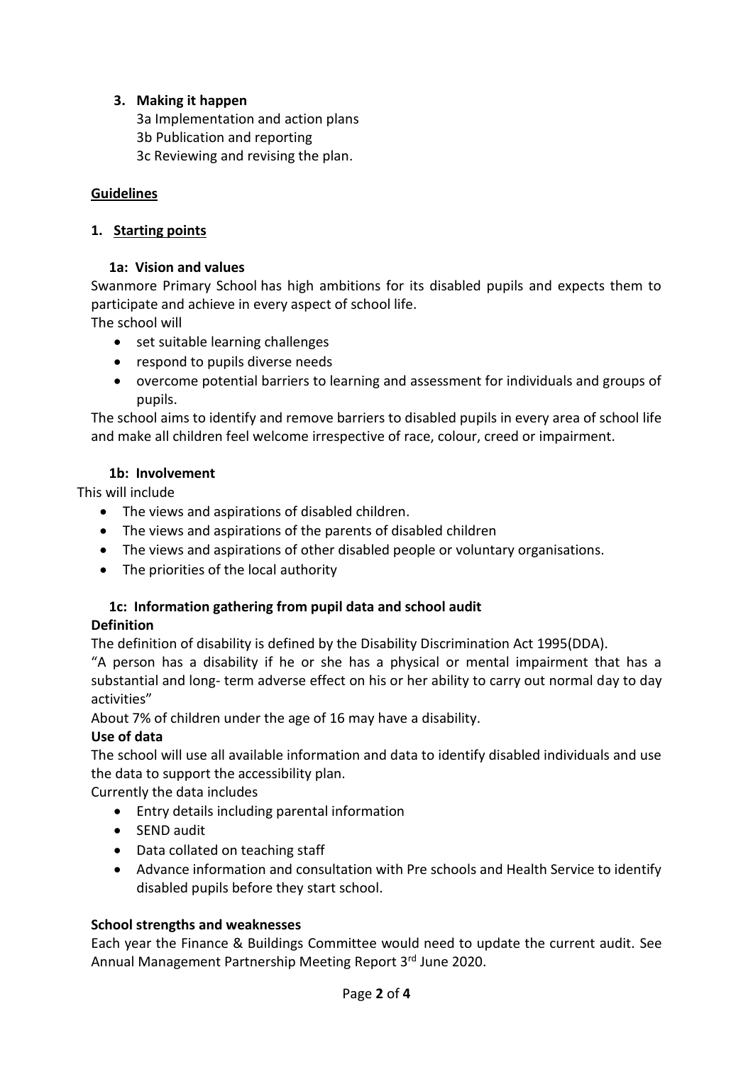3. **Making it happen**

   3a Implementation and action plans
   3b Publication and reporting
   3c Reviewing and revising the plan.

## Guidelines

### 1. Starting points

#### 1a: Vision and values

Swanmore Primary School has high ambitions for its disabled pupils and expects them to participate and achieve in every aspect of school life.

The school will

- set suitable learning challenges
- respond to pupils diverse needs
- overcome potential barriers to learning and assessment for individuals and groups of pupils.

The school aims to identify and remove barriers to disabled pupils in every area of school life and make all children feel welcome irrespective of race, colour, creed or impairment.

#### 1b: Involvement

This will include

- The views and aspirations of disabled children.
- The views and aspirations of the parents of disabled children
- The views and aspirations of other disabled people or voluntary organisations.
- The priorities of the local authority

#### 1c: Information gathering from pupil data and school audit

**Definition**

The definition of disability is defined by the Disability Discrimination Act 1995(DDA).

"A person has a disability if he or she has a physical or mental impairment that has a substantial and long- term adverse effect on his or her ability to carry out normal day to day activities"

About 7% of children under the age of 16 may have a disability.

**Use of data**

The school will use all available information and data to identify disabled individuals and use the data to support the accessibility plan.

Currently the data includes

- Entry details including parental information
- SEND audit
- Data collated on teaching staff
- Advance information and consultation with Pre schools and Health Service to identify disabled pupils before they start school.

**School strengths and weaknesses**

Each year the Finance & Buildings Committee would need to update the current audit. See Annual Management Partnership Meeting Report 3rd June 2020.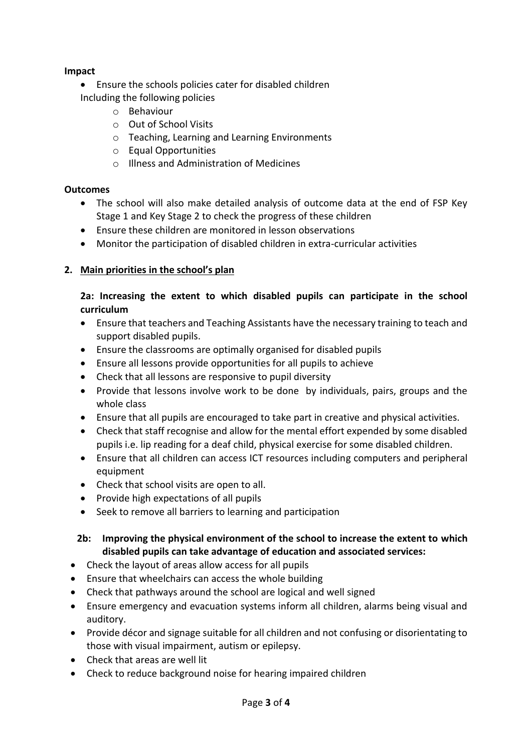**Impact**

- Ensure the schools policies cater for disabled children

  Including the following policies
  - Behaviour
  - Out of School Visits
  - Teaching, Learning and Learning Environments
  - Equal Opportunities
  - Illness and Administration of Medicines

**Outcomes**

- The school will also make detailed analysis of outcome data at the end of FSP Key Stage 1 and Key Stage 2 to check the progress of these children
- Ensure these children are monitored in lesson observations
- Monitor the participation of disabled children in extra-curricular activities

## 2. Main priorities in the school's plan

### 2a: Increasing the extent to which disabled pupils can participate in the school curriculum

- Ensure that teachers and Teaching Assistants have the necessary training to teach and support disabled pupils.
- Ensure the classrooms are optimally organised for disabled pupils
- Ensure all lessons provide opportunities for all pupils to achieve
- Check that all lessons are responsive to pupil diversity
- Provide that lessons involve work to be done by individuals, pairs, groups and the whole class
- Ensure that all pupils are encouraged to take part in creative and physical activities.
- Check that staff recognise and allow for the mental effort expended by some disabled pupils i.e. lip reading for a deaf child, physical exercise for some disabled children.
- Ensure that all children can access ICT resources including computers and peripheral equipment
- Check that school visits are open to all.
- Provide high expectations of all pupils
- Seek to remove all barriers to learning and participation

### 2b: Improving the physical environment of the school to increase the extent to which disabled pupils can take advantage of education and associated services:

- Check the layout of areas allow access for all pupils
- Ensure that wheelchairs can access the whole building
- Check that pathways around the school are logical and well signed
- Ensure emergency and evacuation systems inform all children, alarms being visual and auditory.
- Provide décor and signage suitable for all children and not confusing or disorientating to those with visual impairment, autism or epilepsy.
- Check that areas are well lit
- Check to reduce background noise for hearing impaired children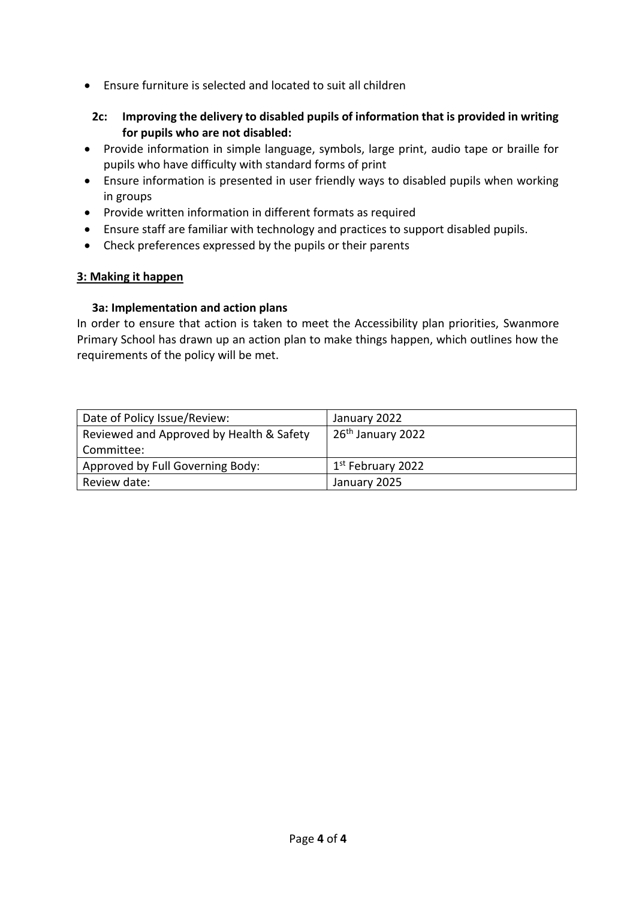- Ensure furniture is selected and located to suit all children

### 2c: Improving the delivery to disabled pupils of information that is provided in writing for pupils who are not disabled:

- Provide information in simple language, symbols, large print, audio tape or braille for pupils who have difficulty with standard forms of print
- Ensure information is presented in user friendly ways to disabled pupils when working in groups
- Provide written information in different formats as required
- Ensure staff are familiar with technology and practices to support disabled pupils.
- Check preferences expressed by the pupils or their parents

## 3: Making it happen

### 3a: Implementation and action plans

In order to ensure that action is taken to meet the Accessibility plan priorities, Swanmore Primary School has drawn up an action plan to make things happen, which outlines how the requirements of the policy will be met.

| | |
|---|---|
| Date of Policy Issue/Review: | January 2022 |
| Reviewed and Approved by Health & Safety Committee: | 26th January 2022 |
| Approved by Full Governing Body: | 1st February 2022 |
| Review date: | January 2025 |